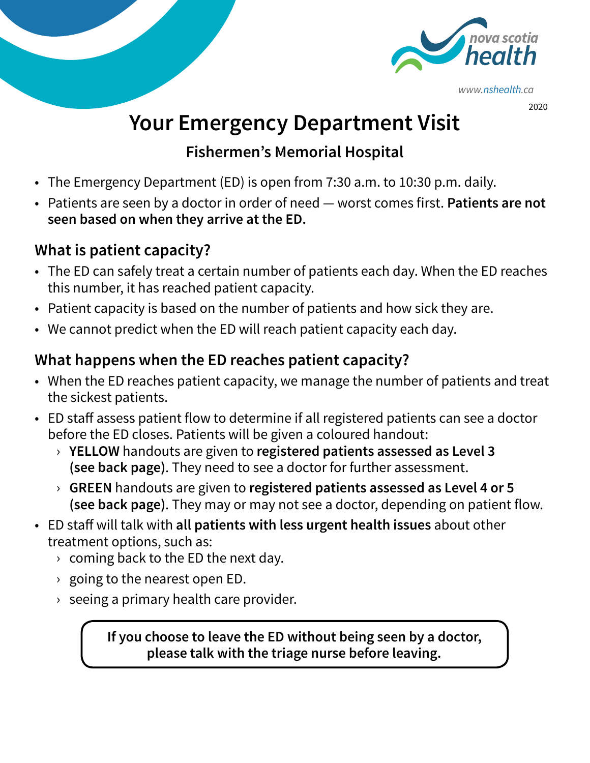nova scotia health

www.nshealth.ca

2020

# Your Emergency Department Visit

## Fishermen's Memorial Hospital

- The Emergency Department (ED) is open from 7:30 a.m. to 10:30 p.m. daily.
- Patients are seen by a doctor in order of need — worst comes first. **Patients are not seen based on when they arrive at the ED.**

## What is patient capacity?

- The ED can safely treat a certain number of patients each day. When the ED reaches this number, it has reached patient capacity.
- Patient capacity is based on the number of patients and how sick they are.
- We cannot predict when the ED will reach patient capacity each day.

## What happens when the ED reaches patient capacity?

- When the ED reaches patient capacity, we manage the number of patients and treat the sickest patients.
- ED staff assess patient flow to determine if all registered patients can see a doctor before the ED closes. Patients will be given a coloured handout:
  - **YELLOW** handouts are given to **registered patients assessed as Level 3 (see back page)**. They need to see a doctor for further assessment.
  - **GREEN** handouts are given to **registered patients assessed as Level 4 or 5 (see back page)**. They may or may not see a doctor, depending on patient flow.
- ED staff will talk with **all patients with less urgent health issues** about other treatment options, such as:
  - coming back to the ED the next day.
  - going to the nearest open ED.
  - seeing a primary health care provider.

**If you choose to leave the ED without being seen by a doctor, please talk with the triage nurse before leaving.**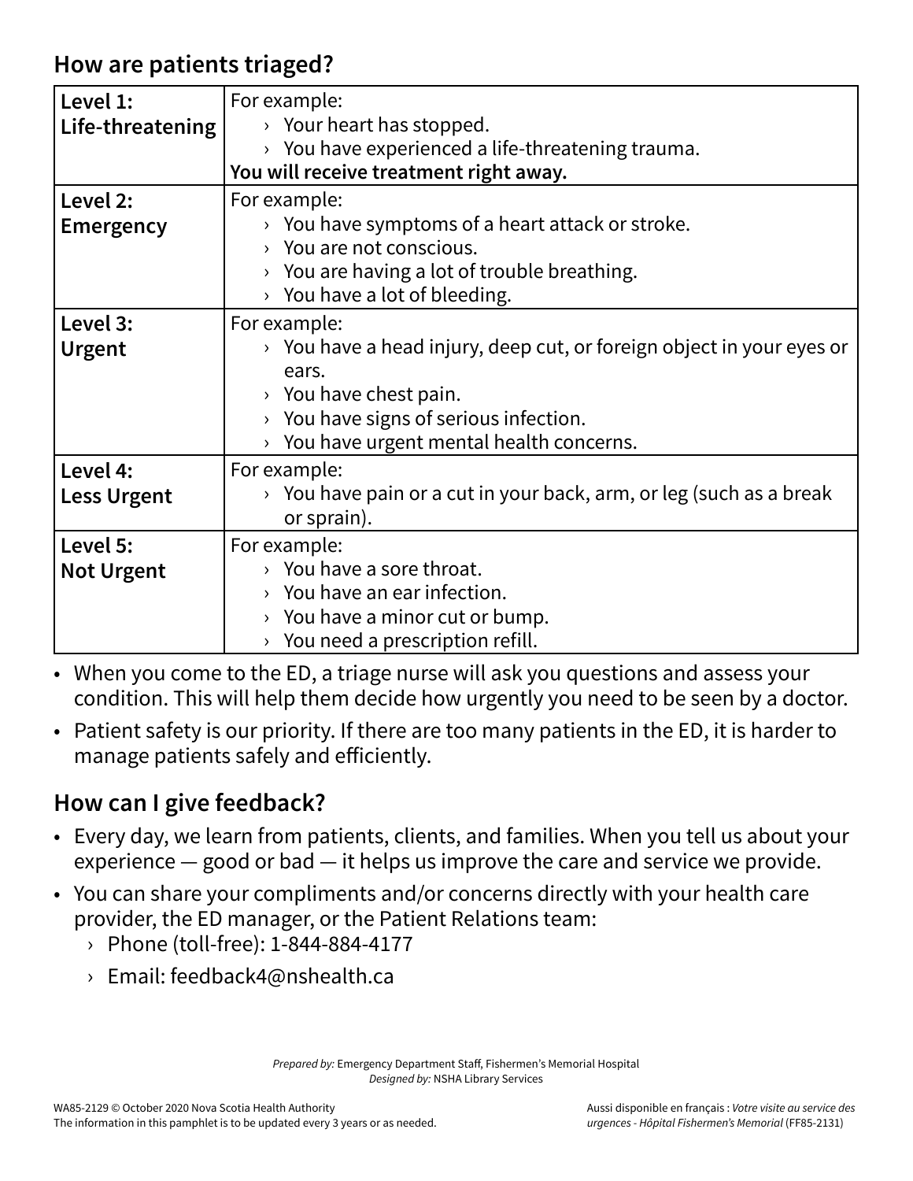## How are patients triaged?

| | |
|---|---|
| **Level 1: Life-threatening** | For example:<br>› Your heart has stopped.<br>› You have experienced a life-threatening trauma.<br>**You will receive treatment right away.** |
| **Level 2: Emergency** | For example:<br>› You have symptoms of a heart attack or stroke.<br>› You are not conscious.<br>› You are having a lot of trouble breathing.<br>› You have a lot of bleeding. |
| **Level 3: Urgent** | For example:<br>› You have a head injury, deep cut, or foreign object in your eyes or ears.<br>› You have chest pain.<br>› You have signs of serious infection.<br>› You have urgent mental health concerns. |
| **Level 4: Less Urgent** | For example:<br>› You have pain or a cut in your back, arm, or leg (such as a break or sprain). |
| **Level 5: Not Urgent** | For example:<br>› You have a sore throat.<br>› You have an ear infection.<br>› You have a minor cut or bump.<br>› You need a prescription refill. |

- When you come to the ED, a triage nurse will ask you questions and assess your condition. This will help them decide how urgently you need to be seen by a doctor.
- Patient safety is our priority. If there are too many patients in the ED, it is harder to manage patients safely and efficiently.

## How can I give feedback?

- Every day, we learn from patients, clients, and families. When you tell us about your experience — good or bad — it helps us improve the care and service we provide.
- You can share your compliments and/or concerns directly with your health care provider, the ED manager, or the Patient Relations team:
  - Phone (toll-free): 1-844-884-4177
  - Email: feedback4@nshealth.ca

*Prepared by:* Emergency Department Staff, Fishermen's Memorial Hospital
*Designed by:* NSHA Library Services

WA85-2129 © October 2020 Nova Scotia Health Authority
The information in this pamphlet is to be updated every 3 years or as needed.

Aussi disponible en français : *Votre visite au service des urgences - Hôpital Fishermen's Memorial* (FF85-2131)